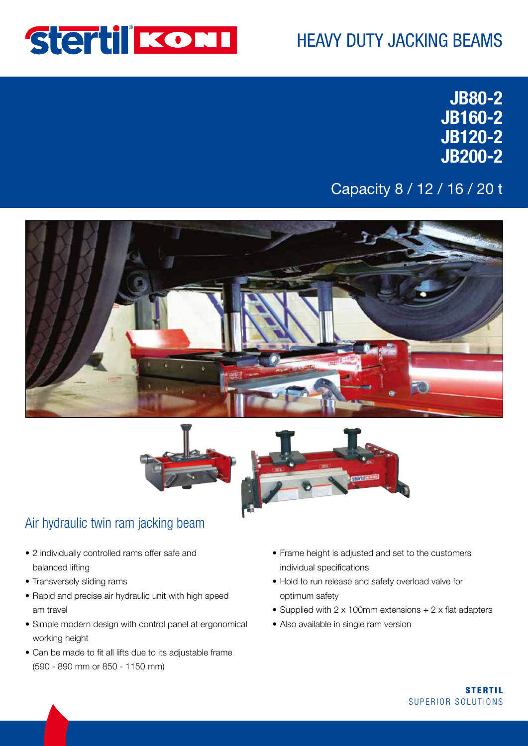# HEAVY DUTY JACKING BEAMS

## JB80-2
## JB160-2
## JB120-2
## JB200-2

Capacity 8 / 12 / 16 / 20 t

## Air hydraulic twin ram jacking beam

- 2 individually controlled rams offer safe and balanced lifting
- Transversely sliding rams
- Rapid and precise air hydraulic unit with high speed am travel
- Simple modern design with control panel at ergonomical working height
- Can be made to fit all lifts due to its adjustable frame (590 - 890 mm or 850 - 1150 mm)
- Frame height is adjusted and set to the customers individual specifications
- Hold to run release and safety overload valve for optimum safety
- Supplied with 2 x 100mm extensions + 2 x flat adapters
- Also available in single ram version

**STERTIL**
SUPERIOR SOLUTIONS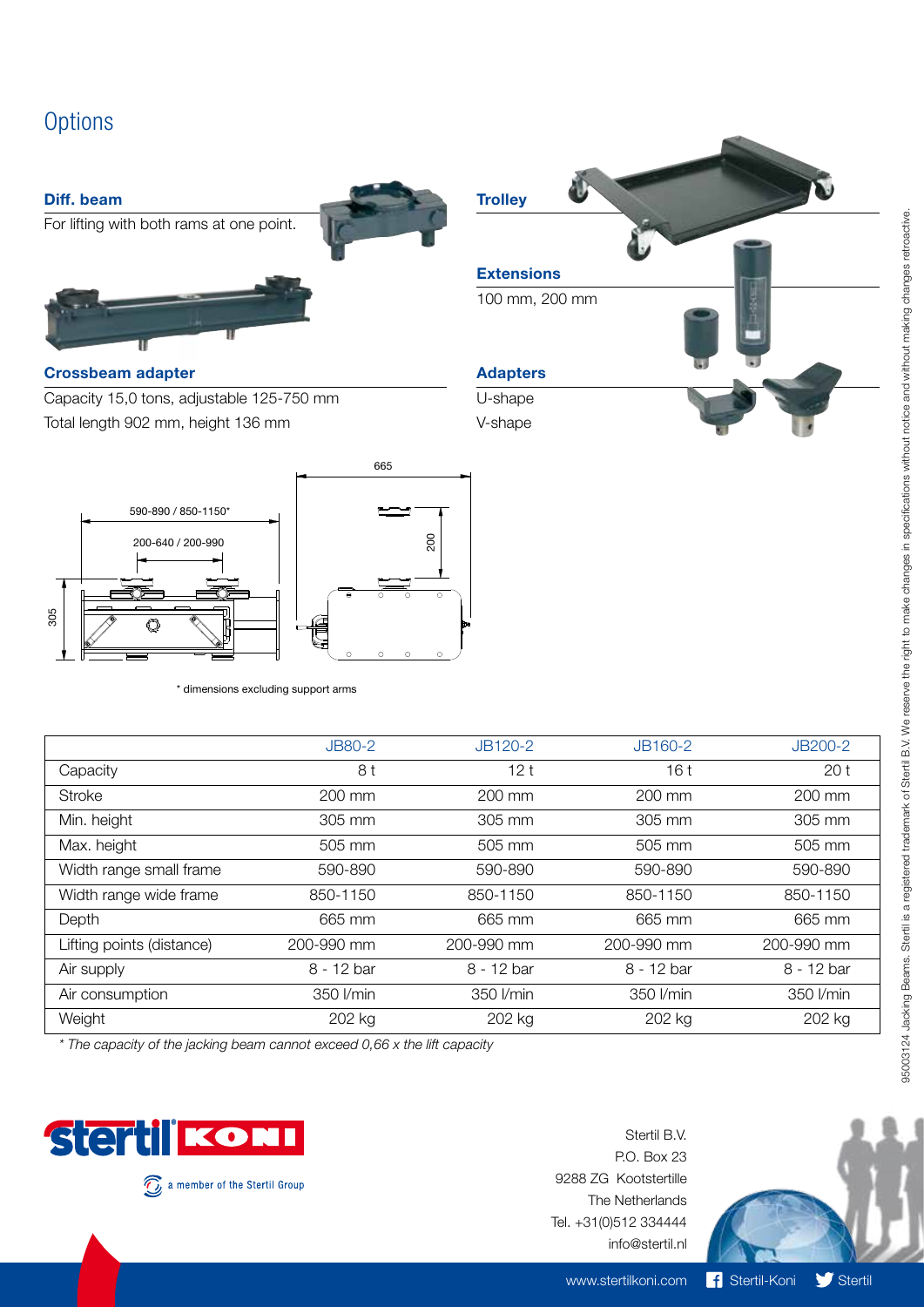## Options

**Diff. beam**

For lifting with both rams at one point.

**Crossbeam adapter**

Capacity 15,0 tons, adjustable 125-750 mm
Total length 902 mm, height 136 mm

**Trolley**

**Extensions**

100 mm, 200 mm

**Adapters**

U-shape
V-shape

665
590-890 / 850-1150*
200-640 / 200-990
200
305

\* dimensions excluding support arms

| | JB80-2 | JB120-2 | JB160-2 | JB200-2 |
|---|---|---|---|---|
| Capacity | 8 t | 12 t | 16 t | 20 t |
| Stroke | 200 mm | 200 mm | 200 mm | 200 mm |
| Min. height | 305 mm | 305 mm | 305 mm | 305 mm |
| Max. height | 505 mm | 505 mm | 505 mm | 505 mm |
| Width range small frame | 590-890 | 590-890 | 590-890 | 590-890 |
| Width range wide frame | 850-1150 | 850-1150 | 850-1150 | 850-1150 |
| Depth | 665 mm | 665 mm | 665 mm | 665 mm |
| Lifting points (distance) | 200-990 mm | 200-990 mm | 200-990 mm | 200-990 mm |
| Air supply | 8 - 12 bar | 8 - 12 bar | 8 - 12 bar | 8 - 12 bar |
| Air consumption | 350 l/min | 350 l/min | 350 l/min | 350 l/min |
| Weight | 202 kg | 202 kg | 202 kg | 202 kg |

*\* The capacity of the jacking beam cannot exceed 0,66 x the lift capacity*

stertil KONI
a member of the Stertil Group

Stertil B.V.
P.O. Box 23
9288 ZG Kootstertille
The Netherlands
Tel. +31(0)512 334444
info@stertil.nl

www.stertilkoni.com Stertil-Koni Stertil

95003124 Jacking Beams. Stertil is a registered trademark of Stertil B.V. We reserve the right to make changes in specifications without notice and without making changes retroactive.